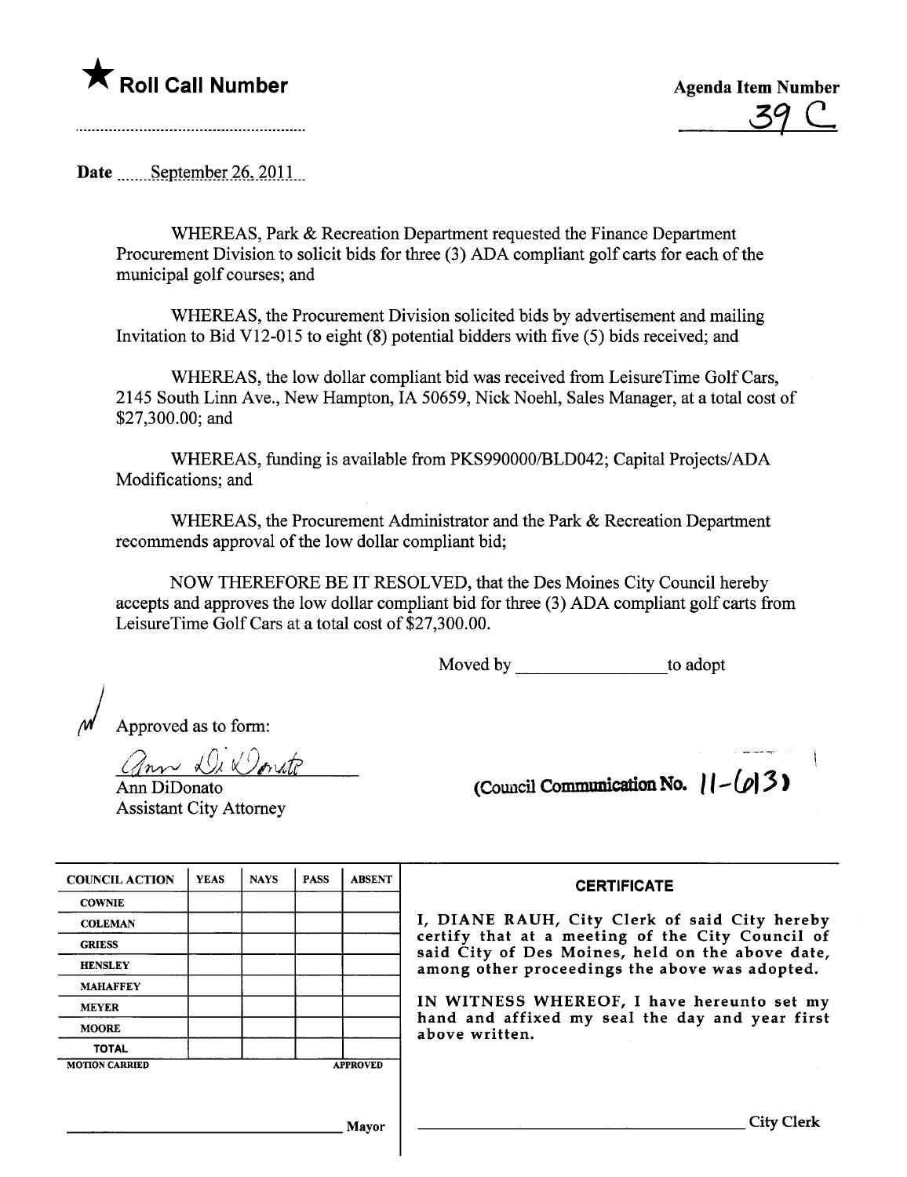★ **Roll Call Number**

**Agenda Item Number**

39 C

Date September 26, 2011

WHEREAS, Park & Recreation Department requested the Finance Department Procurement Division to solicit bids for three (3) ADA compliant golf carts for each of the municipal golf courses; and

WHEREAS, the Procurement Division solicited bids by advertisement and mailing Invitation to Bid V12-015 to eight (8) potential bidders with five (5) bids received; and

WHEREAS, the low dollar compliant bid was received from LeisureTime Golf Cars, 2145 South Linn Ave., New Hampton, IA 50659, Nick Noehl, Sales Manager, at a total cost of $27,300.00; and

WHEREAS, funding is available from PKS990000/BLD042; Capital Projects/ADA Modifications; and

WHEREAS, the Procurement Administrator and the Park & Recreation Department recommends approval of the low dollar compliant bid;

NOW THEREFORE BE IT RESOLVED, that the Des Moines City Council hereby accepts and approves the low dollar compliant bid for three (3) ADA compliant golf carts from LeisureTime Golf Cars at a total cost of $27,300.00.

Moved by ________________ to adopt

Approved as to form:

Ann DiDonato

Ann DiDonato
Assistant City Attorney

(Council Communication No. 11-613)

| COUNCIL ACTION | YEAS | NAYS | PASS | ABSENT |
|---|---|---|---|---|
| COWNIE | | | | |
| COLEMAN | | | | |
| GRIESS | | | | |
| HENSLEY | | | | |
| MAHAFFEY | | | | |
| MEYER | | | | |
| MOORE | | | | |
| TOTAL | | | | |
| MOTION CARRIED | | | | APPROVED |

______________________________ Mayor

**CERTIFICATE**

I, DIANE RAUH, City Clerk of said City hereby certify that at a meeting of the City Council of said City of Des Moines, held on the above date, among other proceedings the above was adopted.

IN WITNESS WHEREOF, I have hereunto set my hand and affixed my seal the day and year first above written.

______________________________ City Clerk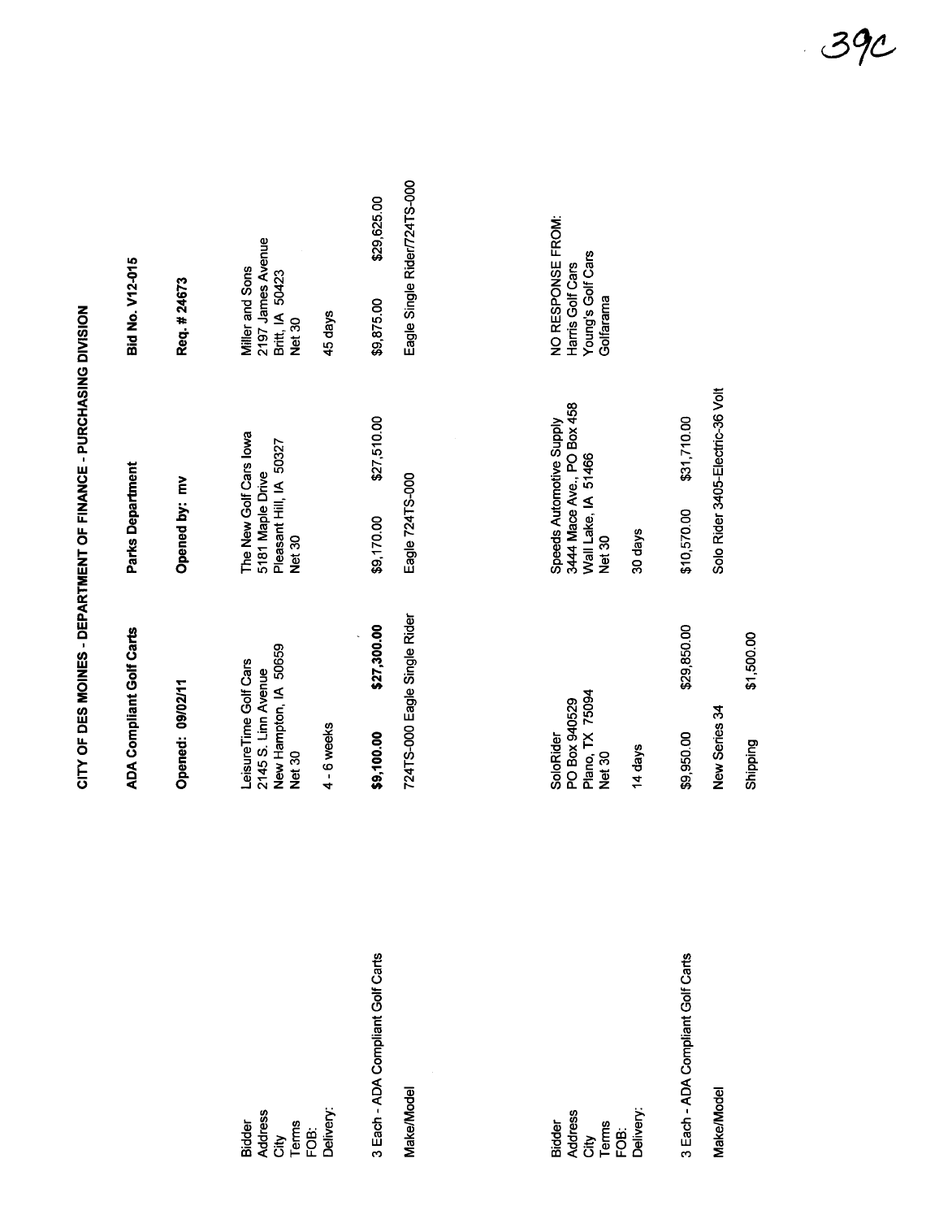39c

# CITY OF DES MOINES - DEPARTMENT OF FINANCE - PURCHASING DIVISION

| ADA Compliant Golf Carts | Parks Department | Bid No. V12-015 |
|---|---|---|
| Opened: 09/02/11 | Opened by: mv | Req. # 24673 |

| | | | | | | |
|---|---|---|---|---|---|---|
| Bidder | LeisureTime Golf Cars | | The New Golf Cars Iowa | | Miller and Sons | |
| Address | 2145 S. Linn Avenue | | 5181 Maple Drive | | 2197 James Avenue | |
| City | New Hampton, IA 50659 | | Pleasant Hill, IA 50327 | | Britt, IA 50423 | |
| Terms | Net 30 | | Net 30 | | Net 30 | |
| FOB: | | | | | | |
| Delivery: | 4 - 6 weeks | | | | 45 days | |
| 3 Each - ADA Compliant Golf Carts | **$9,100.00** | **$27,300.00** | $9,170.00 | $27,510.00 | $9,875.00 | $29,625.00 |
| Make/Model | 724TS-000 Eagle Single Rider | | Eagle 724TS-000 | | Eagle Single Rider/724TS-000 | |

| | | | | | |
|---|---|---|---|---|---|
| Bidder | SoloRider | | Speeds Automotive Supply | | NO RESPONSE FROM: |
| Address | PO Box 940529 | | 3444 Mace Ave., PO Box 458 | | Harris Golf Cars |
| City | Plano, TX 75094 | | Wall Lake, IA 51466 | | Young's Golf Cars |
| Terms | Net 30 | | Net 30 | | Golfarama |
| FOB: | | | | | |
| Delivery: | 14 days | | 30 days | | |
| 3 Each - ADA Compliant Golf Carts | $9,950.00 | $29,850.00 | $10,570.00 | $31,710.00 | |
| Make/Model | New Series 34 | | Solo Rider 3405-Electric-36 Volt | | |
| | Shipping | $1,500.00 | | | |